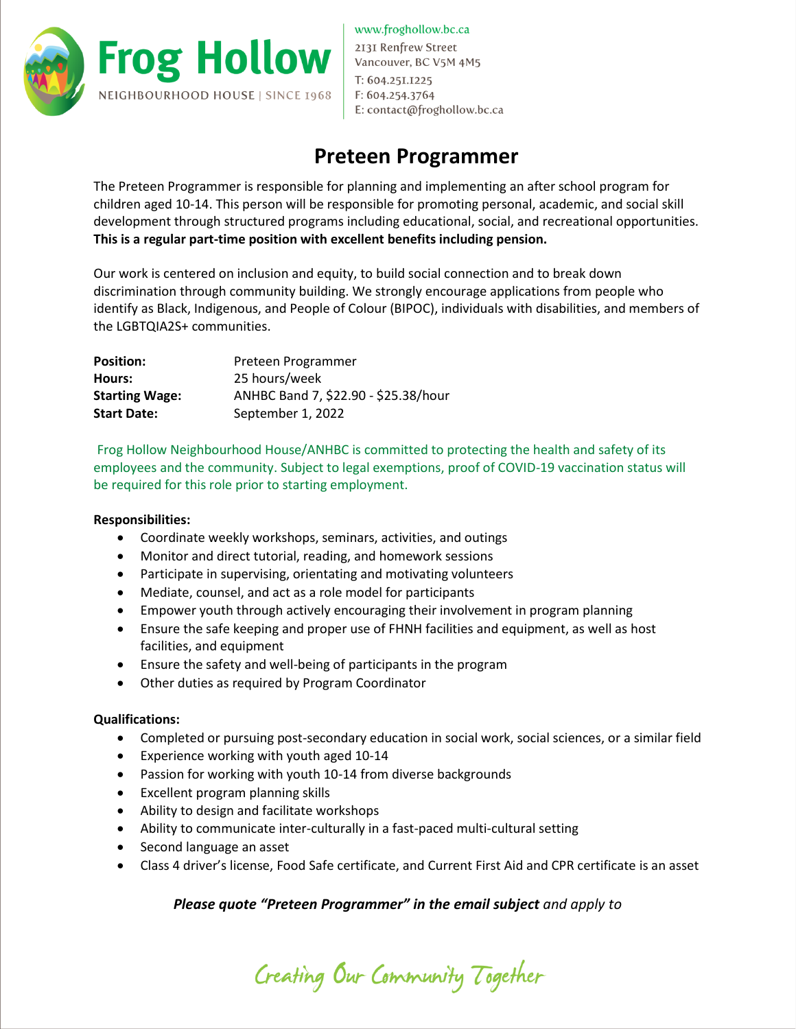# Frog Hollow

NEIGHBOURHOOD HOUSE | SINCE 1968

www.froghollow.bc.ca
2131 Renfrew Street
Vancouver, BC V5M 4M5
T: 604.251.1225
F: 604.254.3764
E: contact@froghollow.bc.ca

## Preteen Programmer

The Preteen Programmer is responsible for planning and implementing an after school program for children aged 10-14. This person will be responsible for promoting personal, academic, and social skill development through structured programs including educational, social, and recreational opportunities. **This is a regular part-time position with excellent benefits including pension.**

Our work is centered on inclusion and equity, to build social connection and to break down discrimination through community building. We strongly encourage applications from people who identify as Black, Indigenous, and People of Colour (BIPOC), individuals with disabilities, and members of the LGBTQIA2S+ communities.

| | |
|---|---|
| **Position:** | Preteen Programmer |
| **Hours:** | 25 hours/week |
| **Starting Wage:** | ANHBC Band 7, $22.90 - $25.38/hour |
| **Start Date:** | September 1, 2022 |

Frog Hollow Neighbourhood House/ANHBC is committed to protecting the health and safety of its employees and the community. Subject to legal exemptions, proof of COVID-19 vaccination status will be required for this role prior to starting employment.

**Responsibilities:**

- Coordinate weekly workshops, seminars, activities, and outings
- Monitor and direct tutorial, reading, and homework sessions
- Participate in supervising, orientating and motivating volunteers
- Mediate, counsel, and act as a role model for participants
- Empower youth through actively encouraging their involvement in program planning
- Ensure the safe keeping and proper use of FHNH facilities and equipment, as well as host facilities, and equipment
- Ensure the safety and well-being of participants in the program
- Other duties as required by Program Coordinator

**Qualifications:**

- Completed or pursuing post-secondary education in social work, social sciences, or a similar field
- Experience working with youth aged 10-14
- Passion for working with youth 10-14 from diverse backgrounds
- Excellent program planning skills
- Ability to design and facilitate workshops
- Ability to communicate inter-culturally in a fast-paced multi-cultural setting
- Second language an asset
- Class 4 driver's license, Food Safe certificate, and Current First Aid and CPR certificate is an asset

***Please quote "Preteen Programmer" in the email subject** and apply to*

*Creating Our Community Together*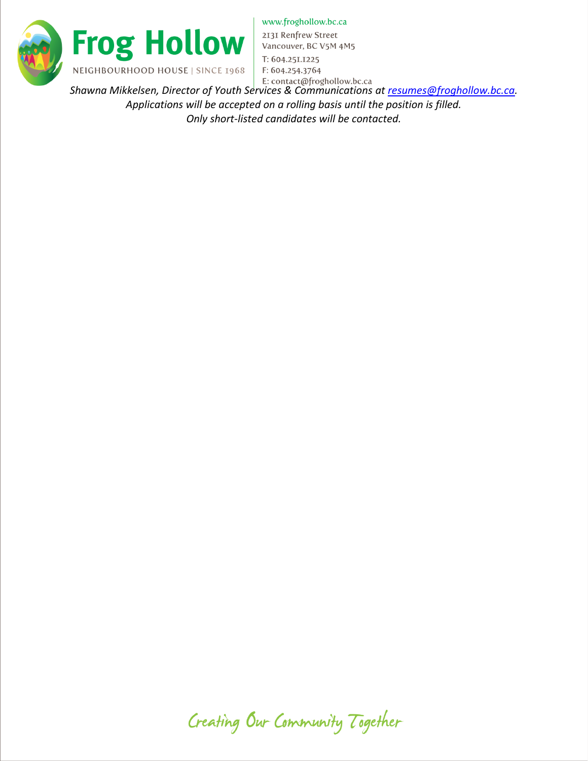*Shawna Mikkelsen, Director of Youth Services & Communications at [resumes@froghollow.bc.ca](mailto:resumes@froghollow.bc.ca).*

*Applications will be accepted on a rolling basis until the position is filled.*

*Only short-listed candidates will be contacted.*